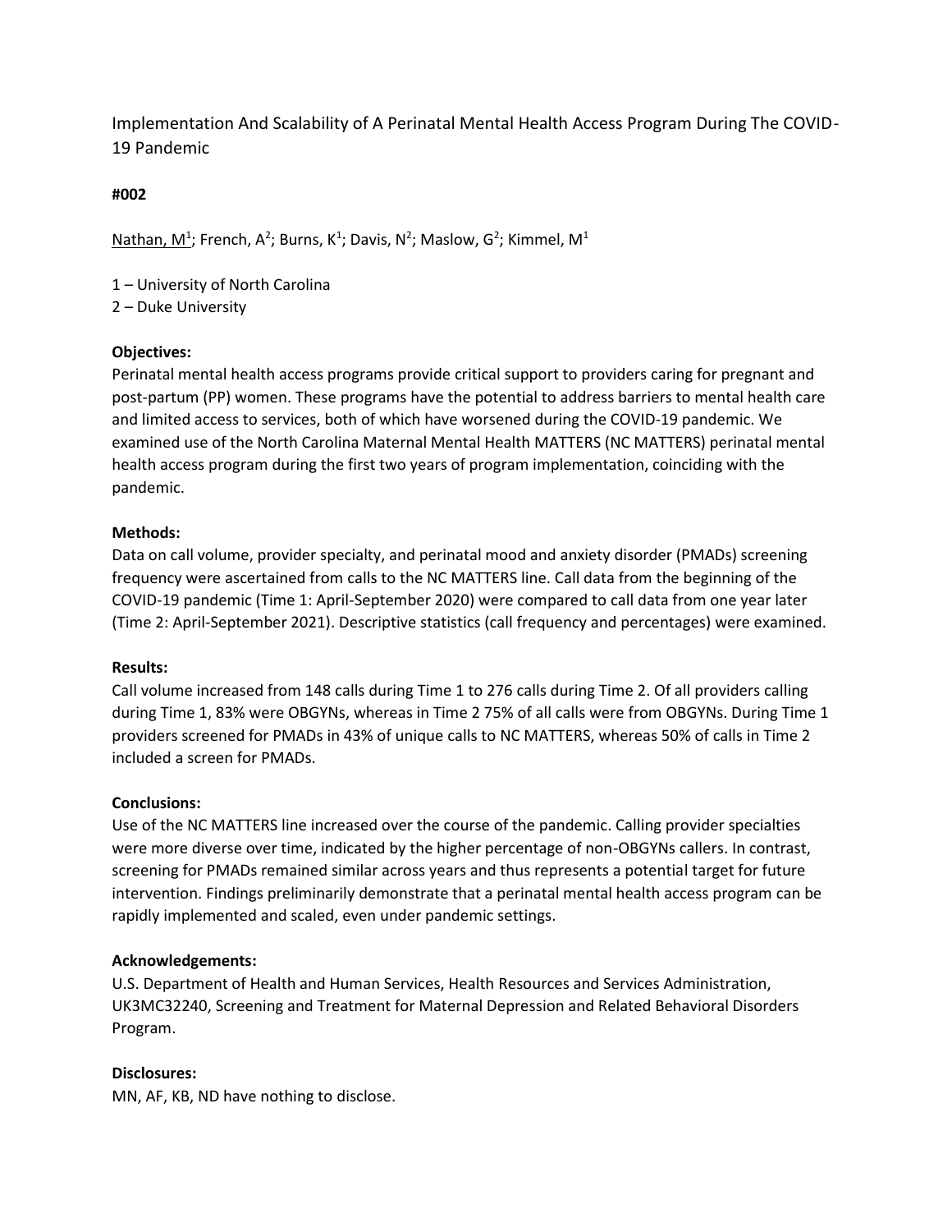# Implementation And Scalability of A Perinatal Mental Health Access Program During The COVID-19 Pandemic

**#002**

Nathan, M[1]; French, A[2]; Burns, K[1]; Davis, N[2]; Maslow, G[2]; Kimmel, M[1]

1 – University of North Carolina
2 – Duke University

**Objectives:**
Perinatal mental health access programs provide critical support to providers caring for pregnant and post-partum (PP) women. These programs have the potential to address barriers to mental health care and limited access to services, both of which have worsened during the COVID-19 pandemic. We examined use of the North Carolina Maternal Mental Health MATTERS (NC MATTERS) perinatal mental health access program during the first two years of program implementation, coinciding with the pandemic.

**Methods:**
Data on call volume, provider specialty, and perinatal mood and anxiety disorder (PMADs) screening frequency were ascertained from calls to the NC MATTERS line. Call data from the beginning of the COVID-19 pandemic (Time 1: April-September 2020) were compared to call data from one year later (Time 2: April-September 2021). Descriptive statistics (call frequency and percentages) were examined.

**Results:**
Call volume increased from 148 calls during Time 1 to 276 calls during Time 2. Of all providers calling during Time 1, 83% were OBGYNs, whereas in Time 2 75% of all calls were from OBGYNs. During Time 1 providers screened for PMADs in 43% of unique calls to NC MATTERS, whereas 50% of calls in Time 2 included a screen for PMADs.

**Conclusions:**
Use of the NC MATTERS line increased over the course of the pandemic. Calling provider specialties were more diverse over time, indicated by the higher percentage of non-OBGYNs callers. In contrast, screening for PMADs remained similar across years and thus represents a potential target for future intervention. Findings preliminarily demonstrate that a perinatal mental health access program can be rapidly implemented and scaled, even under pandemic settings.

**Acknowledgements:**
U.S. Department of Health and Human Services, Health Resources and Services Administration, UK3MC32240, Screening and Treatment for Maternal Depression and Related Behavioral Disorders Program.

**Disclosures:**
MN, AF, KB, ND have nothing to disclose.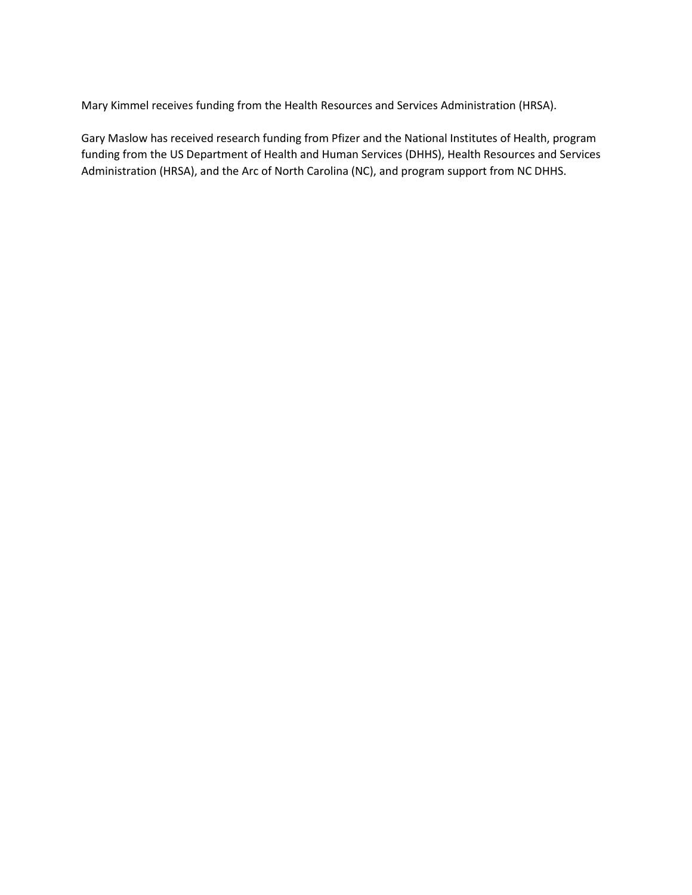Mary Kimmel receives funding from the Health Resources and Services Administration (HRSA).

Gary Maslow has received research funding from Pfizer and the National Institutes of Health, program funding from the US Department of Health and Human Services (DHHS), Health Resources and Services Administration (HRSA), and the Arc of North Carolina (NC), and program support from NC DHHS.